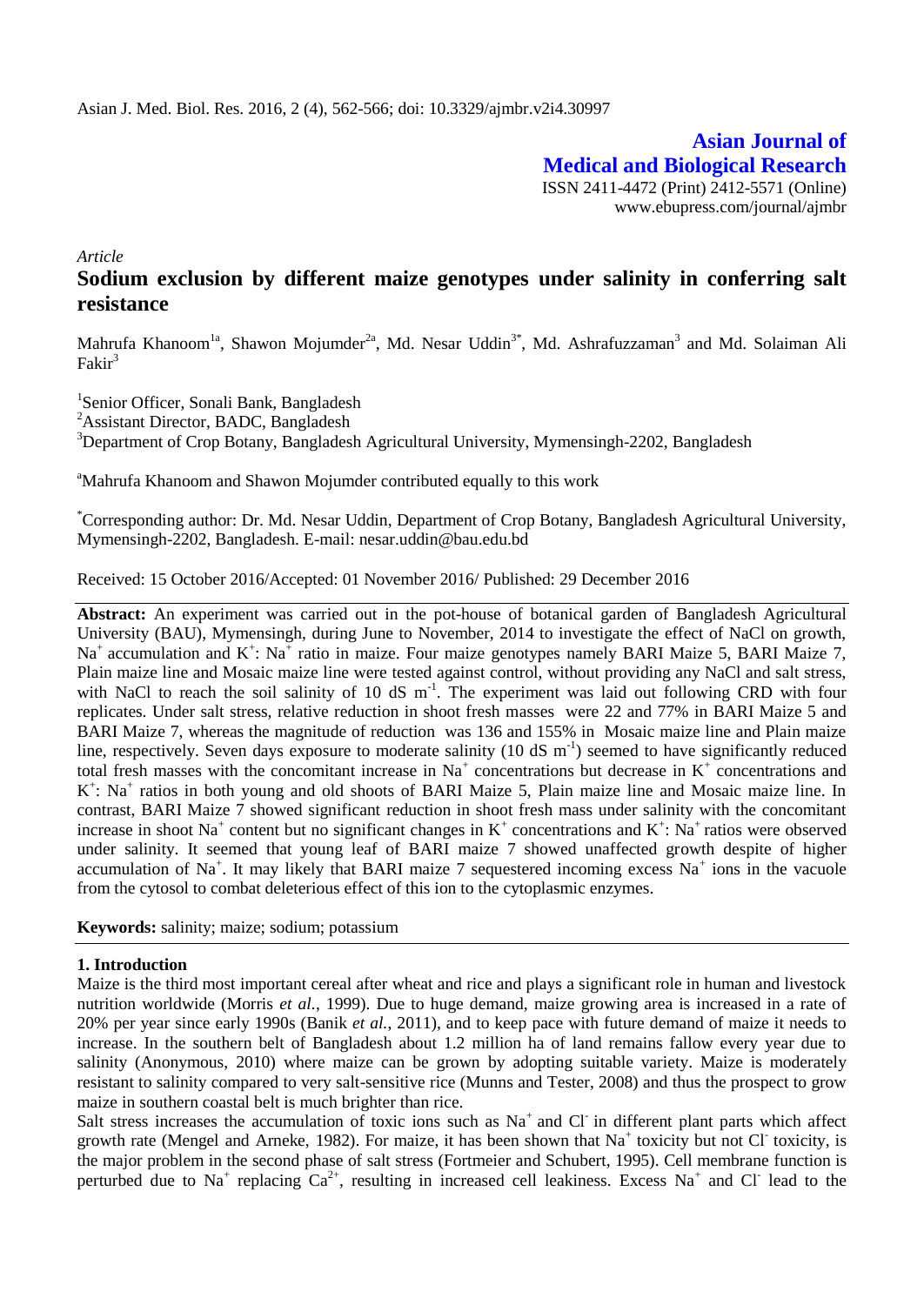Asian J. Med. Biol. Res. 2016, 2 (4), 562-566; doi: 10.3329/ajmbr.v2i4.30997

**Asian Journal of Medical and Biological Research**

ISSN 2411-4472 (Print) 2412-5571 (Online)
www.ebupress.com/journal/ajmbr

*Article*

# Sodium exclusion by different maize genotypes under salinity in conferring salt resistance

Mahrufa Khanoom[1a], Shawon Mojumder[2a], Md. Nesar Uddin[3*], Md. Ashrafuzzaman[3] and Md. Solaiman Ali Fakir[3]

[1]Senior Officer, Sonali Bank, Bangladesh
[2]Assistant Director, BADC, Bangladesh
[3]Department of Crop Botany, Bangladesh Agricultural University, Mymensingh-2202, Bangladesh

[a]Mahrufa Khanoom and Shawon Mojumder contributed equally to this work

[*]Corresponding author: Dr. Md. Nesar Uddin, Department of Crop Botany, Bangladesh Agricultural University, Mymensingh-2202, Bangladesh. E-mail: nesar.uddin@bau.edu.bd

Received: 15 October 2016/Accepted: 01 November 2016/ Published: 29 December 2016

**Abstract:** An experiment was carried out in the pot-house of botanical garden of Bangladesh Agricultural University (BAU), Mymensingh, during June to November, 2014 to investigate the effect of NaCl on growth, $Na^+$ accumulation and $K^+$: $Na^+$ ratio in maize. Four maize genotypes namely BARI Maize 5, BARI Maize 7, Plain maize line and Mosaic maize line were tested against control, without providing any NaCl and salt stress, with NaCl to reach the soil salinity of 10 dS $m^{-1}$. The experiment was laid out following CRD with four replicates. Under salt stress, relative reduction in shoot fresh masses were 22 and 77% in BARI Maize 5 and BARI Maize 7, whereas the magnitude of reduction was 136 and 155% in Mosaic maize line and Plain maize line, respectively. Seven days exposure to moderate salinity (10 dS $m^{-1}$) seemed to have significantly reduced total fresh masses with the concomitant increase in $Na^+$ concentrations but decrease in $K^+$ concentrations and $K^+$: $Na^+$ ratios in both young and old shoots of BARI Maize 5, Plain maize line and Mosaic maize line. In contrast, BARI Maize 7 showed significant reduction in shoot fresh mass under salinity with the concomitant increase in shoot $Na^+$ content but no significant changes in $K^+$ concentrations and $K^+$: $Na^+$ ratios were observed under salinity. It seemed that young leaf of BARI maize 7 showed unaffected growth despite of higher accumulation of $Na^+$. It may likely that BARI maize 7 sequestered incoming excess $Na^+$ ions in the vacuole from the cytosol to combat deleterious effect of this ion to the cytoplasmic enzymes.

**Keywords:** salinity; maize; sodium; potassium

## 1. Introduction

Maize is the third most important cereal after wheat and rice and plays a significant role in human and livestock nutrition worldwide (Morris *et al.*, 1999). Due to huge demand, maize growing area is increased in a rate of 20% per year since early 1990s (Banik *et al.*, 2011), and to keep pace with future demand of maize it needs to increase. In the southern belt of Bangladesh about 1.2 million ha of land remains fallow every year due to salinity (Anonymous, 2010) where maize can be grown by adopting suitable variety. Maize is moderately resistant to salinity compared to very salt-sensitive rice (Munns and Tester, 2008) and thus the prospect to grow maize in southern coastal belt is much brighter than rice.

Salt stress increases the accumulation of toxic ions such as $Na^+$ and $Cl^-$ in different plant parts which affect growth rate (Mengel and Arneke, 1982). For maize, it has been shown that $Na^+$ toxicity but not $Cl^-$ toxicity, is the major problem in the second phase of salt stress (Fortmeier and Schubert, 1995). Cell membrane function is perturbed due to $Na^+$ replacing $Ca^{2+}$, resulting in increased cell leakiness. Excess $Na^+$ and $Cl^-$ lead to the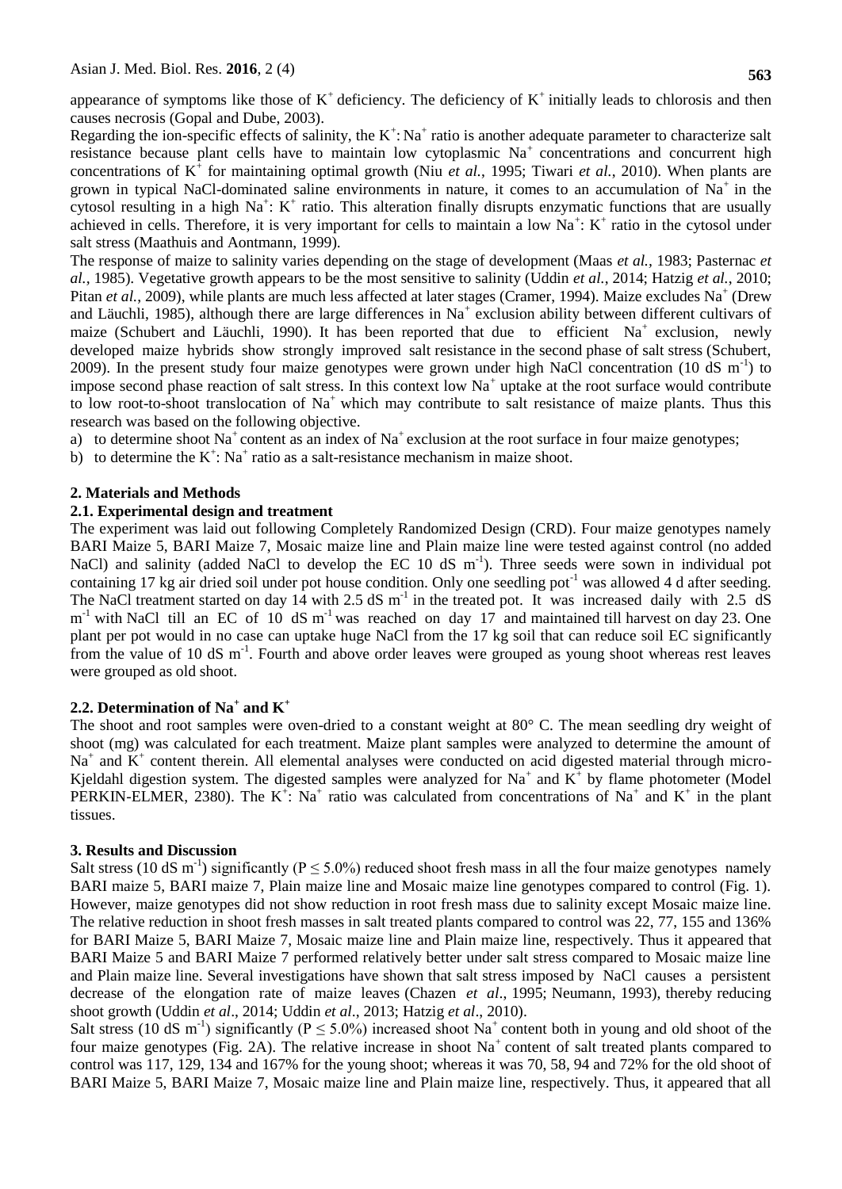appearance of symptoms like those of $K^+$ deficiency. The deficiency of $K^+$ initially leads to chlorosis and then causes necrosis (Gopal and Dube, 2003).

Regarding the ion-specific effects of salinity, the $K^+$: $Na^+$ ratio is another adequate parameter to characterize salt resistance because plant cells have to maintain low cytoplasmic $Na^+$ concentrations and concurrent high concentrations of $K^+$ for maintaining optimal growth (Niu *et al.*, 1995; Tiwari *et al.*, 2010). When plants are grown in typical NaCl-dominated saline environments in nature, it comes to an accumulation of $Na^+$ in the cytosol resulting in a high $Na^+$: $K^+$ ratio. This alteration finally disrupts enzymatic functions that are usually achieved in cells. Therefore, it is very important for cells to maintain a low $Na^+$: $K^+$ ratio in the cytosol under salt stress (Maathuis and Aontmann, 1999).

The response of maize to salinity varies depending on the stage of development (Maas *et al.*, 1983; Pasternac *et al.*, 1985). Vegetative growth appears to be the most sensitive to salinity (Uddin *et al.*, 2014; Hatzig *et al.*, 2010; Pitan *et al.*, 2009), while plants are much less affected at later stages (Cramer, 1994). Maize excludes $Na^+$ (Drew and Läuchli, 1985), although there are large differences in $Na^+$ exclusion ability between different cultivars of maize (Schubert and Läuchli, 1990). It has been reported that due to efficient $Na^+$ exclusion, newly developed maize hybrids show strongly improved salt resistance in the second phase of salt stress (Schubert, 2009). In the present study four maize genotypes were grown under high NaCl concentration (10 dS $m^{-1}$) to impose second phase reaction of salt stress. In this context low $Na^+$ uptake at the root surface would contribute to low root-to-shoot translocation of $Na^+$ which may contribute to salt resistance of maize plants. Thus this research was based on the following objective.

a) to determine shoot $Na^+$ content as an index of $Na^+$ exclusion at the root surface in four maize genotypes;

b) to determine the $K^+$: $Na^+$ ratio as a salt-resistance mechanism in maize shoot.

## 2. Materials and Methods

### 2.1. Experimental design and treatment

The experiment was laid out following Completely Randomized Design (CRD). Four maize genotypes namely BARI Maize 5, BARI Maize 7, Mosaic maize line and Plain maize line were tested against control (no added NaCl) and salinity (added NaCl to develop the EC 10 dS $m^{-1}$). Three seeds were sown in individual pot containing 17 kg air dried soil under pot house condition. Only one seedling pot$^{-1}$ was allowed 4 d after seeding. The NaCl treatment started on day 14 with 2.5 dS $m^{-1}$ in the treated pot. It was increased daily with 2.5 dS $m^{-1}$ with NaCl till an EC of 10 dS $m^{-1}$ was reached on day 17 and maintained till harvest on day 23. One plant per pot would in no case can uptake huge NaCl from the 17 kg soil that can reduce soil EC significantly from the value of 10 dS $m^{-1}$. Fourth and above order leaves were grouped as young shoot whereas rest leaves were grouped as old shoot.

### 2.2. Determination of $Na^+$ and $K^+$

The shoot and root samples were oven-dried to a constant weight at 80° C. The mean seedling dry weight of shoot (mg) was calculated for each treatment. Maize plant samples were analyzed to determine the amount of $Na^+$ and $K^+$ content therein. All elemental analyses were conducted on acid digested material through micro-Kjeldahl digestion system. The digested samples were analyzed for $Na^+$ and $K^+$ by flame photometer (Model PERKIN-ELMER, 2380). The $K^+$: $Na^+$ ratio was calculated from concentrations of $Na^+$ and $K^+$ in the plant tissues.

## 3. Results and Discussion

Salt stress (10 dS $m^{-1}$) significantly ($P \leq 5.0\%$) reduced shoot fresh mass in all the four maize genotypes namely BARI maize 5, BARI maize 7, Plain maize line and Mosaic maize line genotypes compared to control (Fig. 1). However, maize genotypes did not show reduction in root fresh mass due to salinity except Mosaic maize line. The relative reduction in shoot fresh masses in salt treated plants compared to control was 22, 77, 155 and 136% for BARI Maize 5, BARI Maize 7, Mosaic maize line and Plain maize line, respectively. Thus it appeared that BARI Maize 5 and BARI Maize 7 performed relatively better under salt stress compared to Mosaic maize line and Plain maize line. Several investigations have shown that salt stress imposed by NaCl causes a persistent decrease of the elongation rate of maize leaves (Chazen *et al*., 1995; Neumann, 1993), thereby reducing shoot growth (Uddin *et al*., 2014; Uddin *et al*., 2013; Hatzig *et al*., 2010).

Salt stress (10 dS $m^{-1}$) significantly ($P \leq 5.0\%$) increased shoot $Na^+$ content both in young and old shoot of the four maize genotypes (Fig. 2A). The relative increase in shoot $Na^+$ content of salt treated plants compared to control was 117, 129, 134 and 167% for the young shoot; whereas it was 70, 58, 94 and 72% for the old shoot of BARI Maize 5, BARI Maize 7, Mosaic maize line and Plain maize line, respectively. Thus, it appeared that all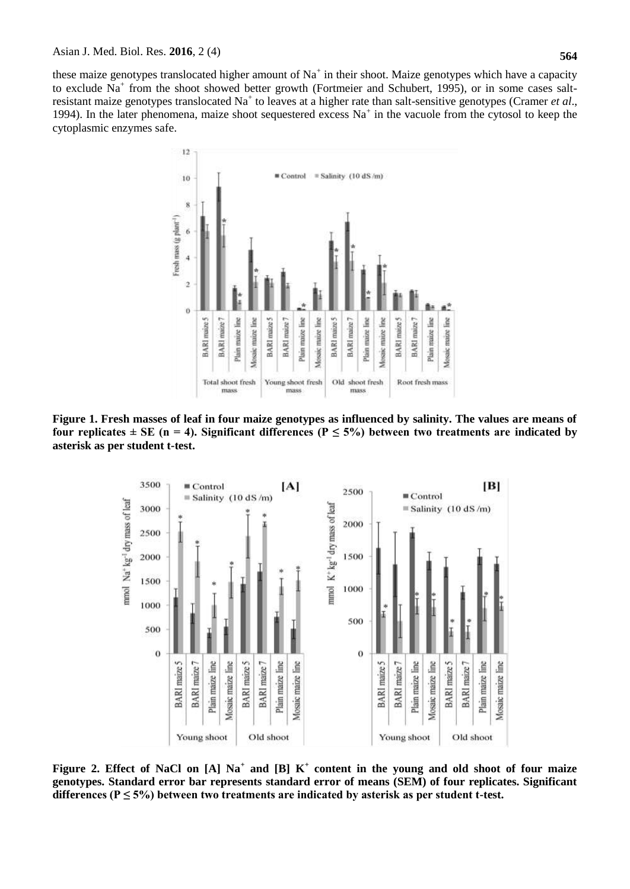these maize genotypes translocated higher amount of $Na^+$ in their shoot. Maize genotypes which have a capacity to exclude $Na^+$ from the shoot showed better growth (Fortmeier and Schubert, 1995), or in some cases salt-resistant maize genotypes translocated $Na^+$ to leaves at a higher rate than salt-sensitive genotypes (Cramer *et al*., 1994). In the later phenomena, maize shoot sequestered excess $Na^+$ in the vacuole from the cytosol to keep the cytoplasmic enzymes safe.

**Figure 1. Fresh masses of leaf in four maize genotypes as influenced by salinity. The values are means of four replicates ± SE (n = 4). Significant differences ($P \leq 5\%$) between two treatments are indicated by asterisk as per student t-test.**

**Figure 2. Effect of NaCl on [A] $Na^+$ and [B] $K^+$ content in the young and old shoot of four maize genotypes. Standard error bar represents standard error of means (SEM) of four replicates. Significant differences ($P \leq 5\%$) between two treatments are indicated by asterisk as per student t-test.**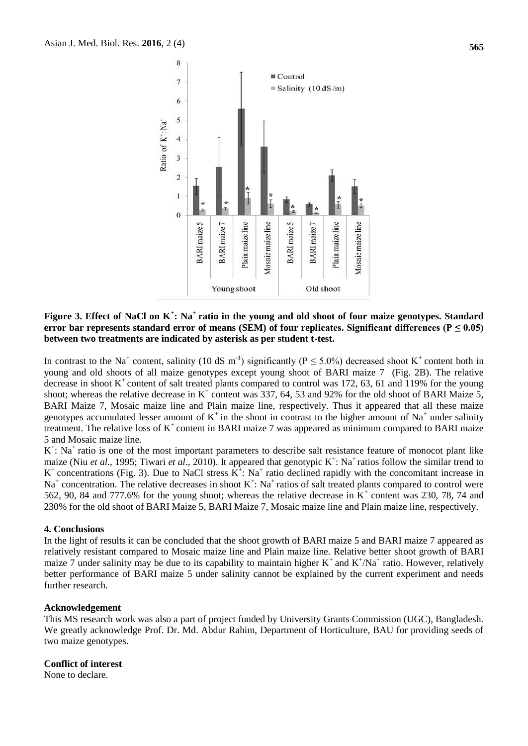**Figure 3. Effect of NaCl on $K^+$: $Na^+$ ratio in the young and old shoot of four maize genotypes. Standard error bar represents standard error of means (SEM) of four replicates. Significant differences ($P \leq 0.05$) between two treatments are indicated by asterisk as per student t-test.**

In contrast to the $Na^+$ content, salinity (10 dS $m^{-1}$) significantly ($P \leq 5.0\%$) decreased shoot $K^+$ content both in young and old shoots of all maize genotypes except young shoot of BARI maize 7 (Fig. 2B). The relative decrease in shoot $K^+$ content of salt treated plants compared to control was 172, 63, 61 and 119% for the young shoot; whereas the relative decrease in $K^+$ content was 337, 64, 53 and 92% for the old shoot of BARI Maize 5, BARI Maize 7, Mosaic maize line and Plain maize line, respectively. Thus it appeared that all these maize genotypes accumulated lesser amount of $K^+$ in the shoot in contrast to the higher amount of $Na^+$ under salinity treatment. The relative loss of $K^+$ content in BARI maize 7 was appeared as minimum compared to BARI maize 5 and Mosaic maize line.

$K^+$: $Na^+$ ratio is one of the most important parameters to describe salt resistance feature of monocot plant like maize (Niu *et al*., 1995; Tiwari *et al*., 2010). It appeared that genotypic $K^+$: $Na^+$ ratios follow the similar trend to $K^+$ concentrations (Fig. 3). Due to NaCl stress $K^+$: $Na^+$ ratio declined rapidly with the concomitant increase in $Na^+$ concentration. The relative decreases in shoot $K^+$: $Na^+$ ratios of salt treated plants compared to control were 562, 90, 84 and 777.6% for the young shoot; whereas the relative decrease in $K^+$ content was 230, 78, 74 and 230% for the old shoot of BARI Maize 5, BARI Maize 7, Mosaic maize line and Plain maize line, respectively.

## 4. Conclusions

In the light of results it can be concluded that the shoot growth of BARI maize 5 and BARI maize 7 appeared as relatively resistant compared to Mosaic maize line and Plain maize line. Relative better shoot growth of BARI maize 7 under salinity may be due to its capability to maintain higher $K^+$ and $K^+/Na^+$ ratio. However, relatively better performance of BARI maize 5 under salinity cannot be explained by the current experiment and needs further research.

## Acknowledgement

This MS research work was also a part of project funded by University Grants Commission (UGC), Bangladesh. We greatly acknowledge Prof. Dr. Md. Abdur Rahim, Department of Horticulture, BAU for providing seeds of two maize genotypes.

## Conflict of interest

None to declare.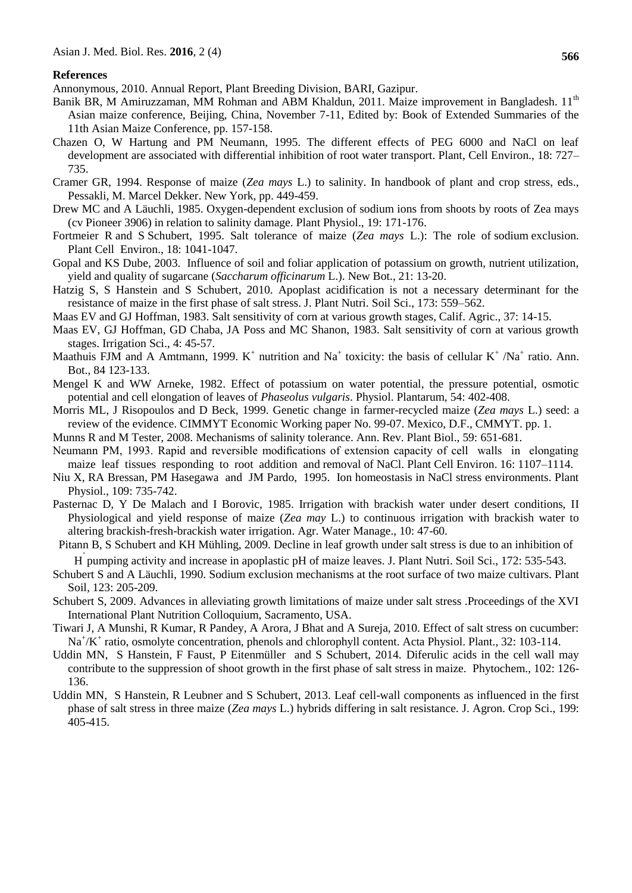**References**

Annonymous, 2010. Annual Report, Plant Breeding Division, BARI, Gazipur.

Banik BR, M Amiruzzaman, MM Rohman and ABM Khaldun, 2011. Maize improvement in Bangladesh. 11$^{th}$ Asian maize conference, Beijing, China, November 7-11, Edited by: Book of Extended Summaries of the 11th Asian Maize Conference, pp. 157-158.

Chazen O, W Hartung and PM Neumann, 1995. The different effects of PEG 6000 and NaCl on leaf development are associated with differential inhibition of root water transport. Plant, Cell Environ., 18: 727–735.

Cramer GR, 1994. Response of maize (*Zea mays* L.) to salinity. In handbook of plant and crop stress, eds., Pessakli, M. Marcel Dekker. New York, pp. 449-459.

Drew MC and A Läuchli, 1985. Oxygen-dependent exclusion of sodium ions from shoots by roots of Zea mays (cv Pioneer 3906) in relation to salinity damage. Plant Physiol., 19: 171-176.

Fortmeier R and S Schubert, 1995. Salt tolerance of maize (*Zea mays* L.): The role of sodium exclusion. Plant Cell Environ., 18: 1041-1047.

Gopal and KS Dube, 2003. Influence of soil and foliar application of potassium on growth, nutrient utilization, yield and quality of sugarcane (*Saccharum officinarum* L.). New Bot., 21: 13-20.

Hatzig S, S Hanstein and S Schubert, 2010. Apoplast acidification is not a necessary determinant for the resistance of maize in the first phase of salt stress. J. Plant Nutri. Soil Sci., 173: 559–562.

Maas EV and GJ Hoffman, 1983. Salt sensitivity of corn at various growth stages, Calif. Agric., 37: 14-15.

Maas EV, GJ Hoffman, GD Chaba, JA Poss and MC Shanon, 1983. Salt sensitivity of corn at various growth stages. Irrigation Sci., 4: 45-57.

Maathuis FJM and A Amtmann, 1999. $K^+$ nutrition and $Na^+$ toxicity: the basis of cellular $K^+$ /$Na^+$ ratio. Ann. Bot., 84 123-133.

Mengel K and WW Arneke, 1982. Effect of potassium on water potential, the pressure potential, osmotic potential and cell elongation of leaves of *Phaseolus vulgaris*. Physiol. Plantarum, 54: 402-408.

Morris ML, J Risopoulos and D Beck, 1999. Genetic change in farmer-recycled maize (*Zea mays* L.) seed: a review of the evidence. CIMMYT Economic Working paper No. 99-07. Mexico, D.F., CMMYT. pp. 1.

Munns R and M Tester, 2008. Mechanisms of salinity tolerance. Ann. Rev. Plant Biol., 59: 651-681.

Neumann PM, 1993. Rapid and reversible modifications of extension capacity of cell walls in elongating maize leaf tissues responding to root addition and removal of NaCl. Plant Cell Environ. 16: 1107–1114.

Niu X, RA Bressan, PM Hasegawa and JM Pardo, 1995. Ion homeostasis in NaCl stress environments. Plant Physiol., 109: 735-742.

Pasternac D, Y De Malach and I Borovic, 1985. Irrigation with brackish water under desert conditions, II Physiological and yield response of maize (*Zea may* L.) to continuous irrigation with brackish water to altering brackish-fresh-brackish water irrigation. Agr. Water Manage., 10: 47-60.

Pitann B, S Schubert and KH Mühling, 2009. Decline in leaf growth under salt stress is due to an inhibition of $H^+$ pumping activity and increase in apoplastic pH of maize leaves. J. Plant Nutri. Soil Sci., 172: 535-543.

Schubert S and A Läuchli, 1990. Sodium exclusion mechanisms at the root surface of two maize cultivars. Plant Soil, 123: 205-209.

Schubert S, 2009. Advances in alleviating growth limitations of maize under salt stress .Proceedings of the XVI International Plant Nutrition Colloquium, Sacramento, USA.

Tiwari J, A Munshi, R Kumar, R Pandey, A Arora, J Bhat and A Sureja, 2010. Effect of salt stress on cucumber: $Na^+$/$K^+$ ratio, osmolyte concentration, phenols and chlorophyll content. Acta Physiol. Plant., 32: 103-114.

Uddin MN, S Hanstein, F Faust, P Eitenmüller and S Schubert, 2014. Diferulic acids in the cell wall may contribute to the suppression of shoot growth in the first phase of salt stress in maize. Phytochem., 102: 126-136.

Uddin MN, S Hanstein, R Leubner and S Schubert, 2013. Leaf cell-wall components as influenced in the first phase of salt stress in three maize (*Zea mays* L.) hybrids differing in salt resistance. J. Agron. Crop Sci., 199: 405-415.